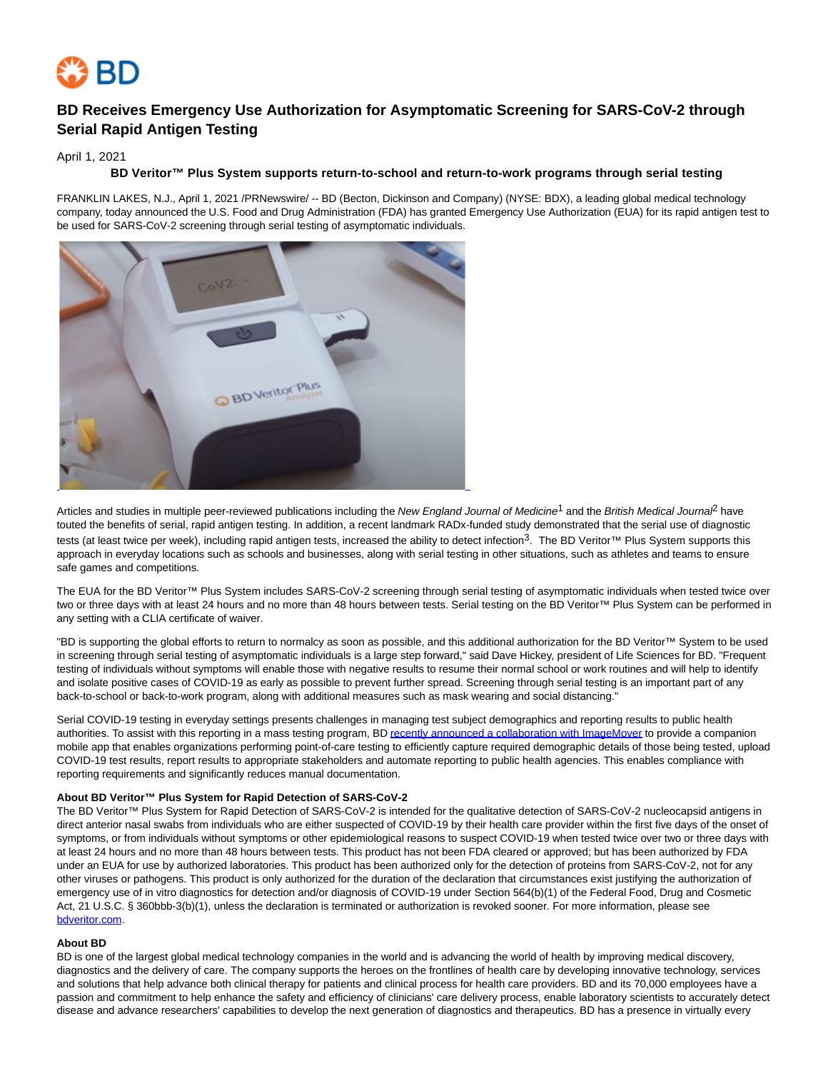# BD Receives Emergency Use Authorization for Asymptomatic Screening for SARS-CoV-2 through Serial Rapid Antigen Testing

April 1, 2021

**BD Veritor™ Plus System supports return-to-school and return-to-work programs through serial testing**

FRANKLIN LAKES, N.J., April 1, 2021 /PRNewswire/ -- BD (Becton, Dickinson and Company) (NYSE: BDX), a leading global medical technology company, today announced the U.S. Food and Drug Administration (FDA) has granted Emergency Use Authorization (EUA) for its rapid antigen test to be used for SARS-CoV-2 screening through serial testing of asymptomatic individuals.

Articles and studies in multiple peer-reviewed publications including the *New England Journal of Medicine*[1] and the *British Medical Journal*[2] have touted the benefits of serial, rapid antigen testing. In addition, a recent landmark RADx-funded study demonstrated that the serial use of diagnostic tests (at least twice per week), including rapid antigen tests, increased the ability to detect infection[3]. The BD Veritor™ Plus System supports this approach in everyday locations such as schools and businesses, along with serial testing in other situations, such as athletes and teams to ensure safe games and competitions.

The EUA for the BD Veritor™ Plus System includes SARS-CoV-2 screening through serial testing of asymptomatic individuals when tested twice over two or three days with at least 24 hours and no more than 48 hours between tests. Serial testing on the BD Veritor™ Plus System can be performed in any setting with a CLIA certificate of waiver.

"BD is supporting the global efforts to return to normalcy as soon as possible, and this additional authorization for the BD Veritor™ System to be used in screening through serial testing of asymptomatic individuals is a large step forward," said Dave Hickey, president of Life Sciences for BD. "Frequent testing of individuals without symptoms will enable those with negative results to resume their normal school or work routines and will help to identify and isolate positive cases of COVID-19 as early as possible to prevent further spread. Screening through serial testing is an important part of any back-to-school or back-to-work program, along with additional measures such as mask wearing and social distancing."

Serial COVID-19 testing in everyday settings presents challenges in managing test subject demographics and reporting results to public health authorities. To assist with this reporting in a mass testing program, BD recently announced a collaboration with ImageMover to provide a companion mobile app that enables organizations performing point-of-care testing to efficiently capture required demographic details of those being tested, upload COVID-19 test results, report results to appropriate stakeholders and automate reporting to public health agencies. This enables compliance with reporting requirements and significantly reduces manual documentation.

**About BD Veritor™ Plus System for Rapid Detection of SARS-CoV-2**

The BD Veritor™ Plus System for Rapid Detection of SARS-CoV-2 is intended for the qualitative detection of SARS-CoV-2 nucleocapsid antigens in direct anterior nasal swabs from individuals who are either suspected of COVID-19 by their health care provider within the first five days of the onset of symptoms, or from individuals without symptoms or other epidemiological reasons to suspect COVID-19 when tested twice over two or three days with at least 24 hours and no more than 48 hours between tests. This product has not been FDA cleared or approved; but has been authorized by FDA under an EUA for use by authorized laboratories. This product has been authorized only for the detection of proteins from SARS-CoV-2, not for any other viruses or pathogens. This product is only authorized for the duration of the declaration that circumstances exist justifying the authorization of emergency use of in vitro diagnostics for detection and/or diagnosis of COVID-19 under Section 564(b)(1) of the Federal Food, Drug and Cosmetic Act, 21 U.S.C. § 360bbb-3(b)(1), unless the declaration is terminated or authorization is revoked sooner. For more information, please see bdveritor.com.

**About BD**

BD is one of the largest global medical technology companies in the world and is advancing the world of health by improving medical discovery, diagnostics and the delivery of care. The company supports the heroes on the frontlines of health care by developing innovative technology, services and solutions that help advance both clinical therapy for patients and clinical process for health care providers. BD and its 70,000 employees have a passion and commitment to help enhance the safety and efficiency of clinicians' care delivery process, enable laboratory scientists to accurately detect disease and advance researchers' capabilities to develop the next generation of diagnostics and therapeutics. BD has a presence in virtually every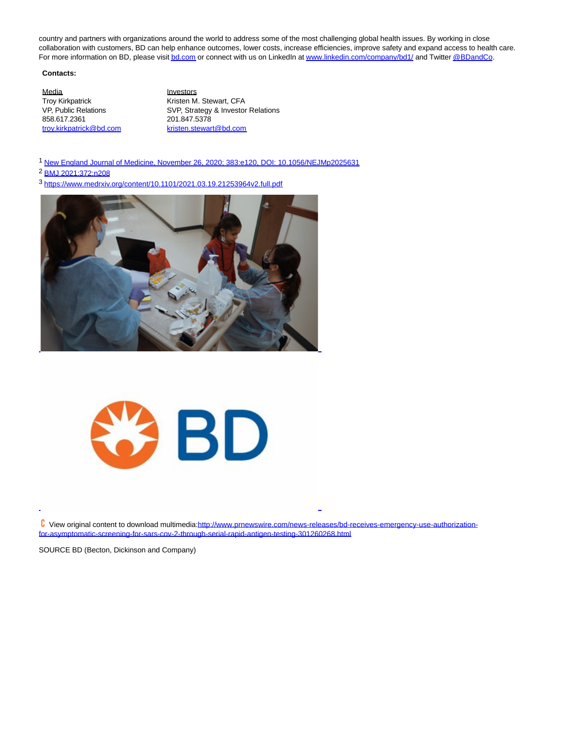country and partners with organizations around the world to address some of the most challenging global health issues. By working in close collaboration with customers, BD can help enhance outcomes, lower costs, increase efficiencies, improve safety and expand access to health care. For more information on BD, please visit bd.com or connect with us on LinkedIn at www.linkedin.com/company/bd1/ and Twitter @BDandCo.

**Contacts:**

| Media | Investors |
| --- | --- |
| Troy Kirkpatrick | Kristen M. Stewart, CFA |
| VP, Public Relations | SVP, Strategy & Investor Relations |
| 858.617.2361 | 201.847.5378 |
| troy.kirkpatrick@bd.com | kristen.stewart@bd.com |

[1] New England Journal of Medicine, November 26, 2020; 383:e120, DOI: 10.1056/NEJMp2025631

[2] BMJ 2021;372:n208

[3] https://www.medrxiv.org/content/10.1101/2021.03.19.21253964v2.full.pdf

View original content to download multimedia:http://www.prnewswire.com/news-releases/bd-receives-emergency-use-authorization-for-asymptomatic-screening-for-sars-cov-2-through-serial-rapid-antigen-testing-301260268.html

SOURCE BD (Becton, Dickinson and Company)